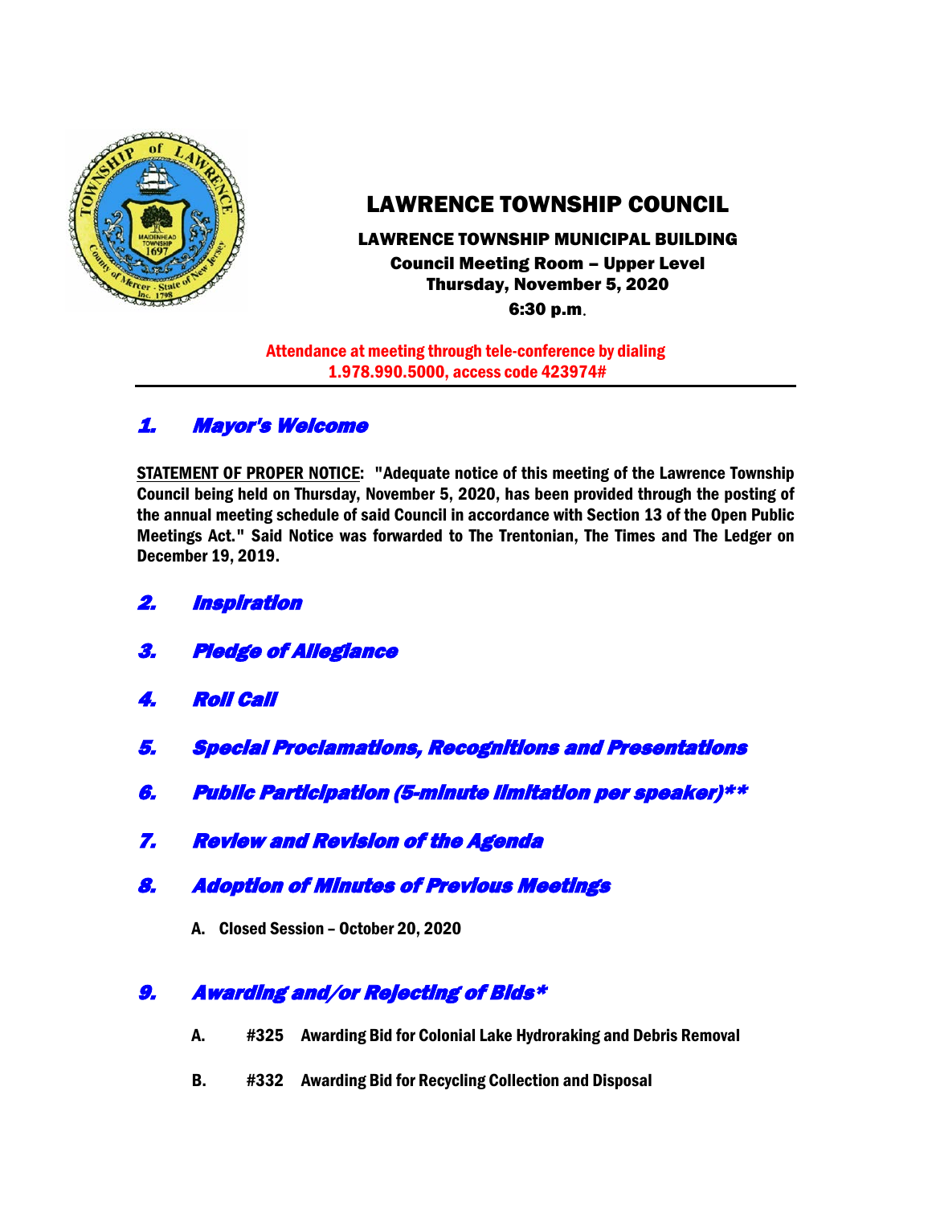# LAWRENCE TOWNSHIP COUNCIL

**LAWRENCE TOWNSHIP MUNICIPAL BUILDING**
**Council Meeting Room – Upper Level**
**Thursday, November 5, 2020**
**6:30 p.m.**

**Attendance at meeting through tele-conference by dialing 1.978.990.5000, access code 423974#**

---

## *1. Mayor's Welcome*

**STATEMENT OF PROPER NOTICE: "Adequate notice of this meeting of the Lawrence Township Council being held on Thursday, November 5, 2020, has been provided through the posting of the annual meeting schedule of said Council in accordance with Section 13 of the Open Public Meetings Act." Said Notice was forwarded to The Trentonian, The Times and The Ledger on December 19, 2019.**

## *2. Inspiration*

## *3. Pledge of Allegiance*

## *4. Roll Call*

## *5. Special Proclamations, Recognitions and Presentations*

## *6. Public Participation (5-minute limitation per speaker)***

## *7. Review and Revision of the Agenda*

## *8. Adoption of Minutes of Previous Meetings*

**A. Closed Session – October 20, 2020**

## *9. Awarding and/or Rejecting of Bids**

**A. #325 Awarding Bid for Colonial Lake Hydroraking and Debris Removal**

**B. #332 Awarding Bid for Recycling Collection and Disposal**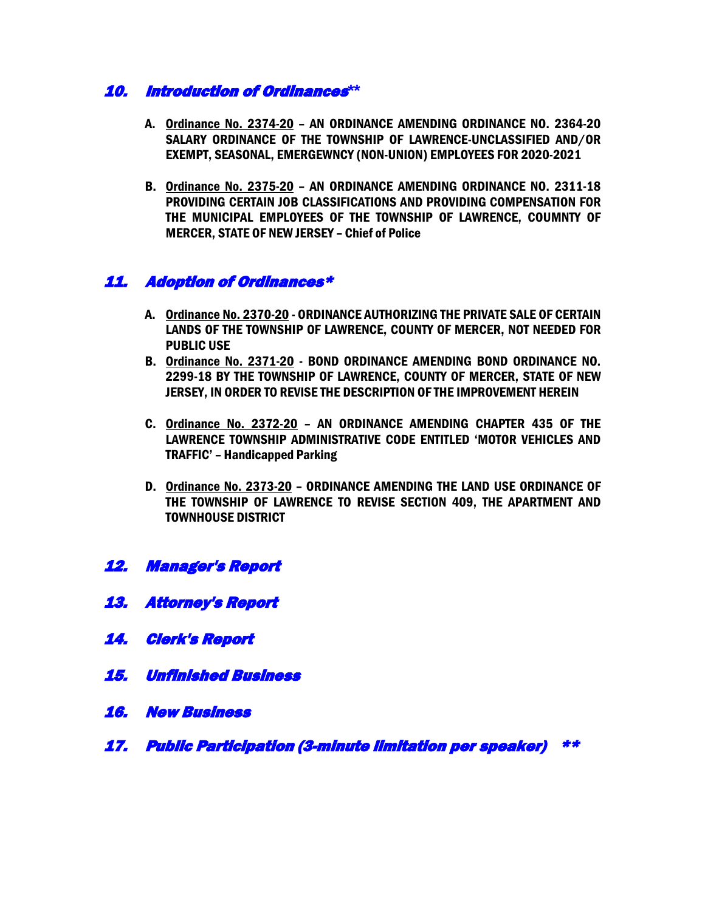## 10. *Introduction of Ordinances***

A. **<u>Ordinance No. 2374-20</u> – AN ORDINANCE AMENDING ORDINANCE NO. 2364-20 SALARY ORDINANCE OF THE TOWNSHIP OF LAWRENCE-UNCLASSIFIED AND/OR EXEMPT, SEASONAL, EMERGEWNCY (NON-UNION) EMPLOYEES FOR 2020-2021**

B. **<u>Ordinance No. 2375-20</u> – AN ORDINANCE AMENDING ORDINANCE NO. 2311-18 PROVIDING CERTAIN JOB CLASSIFICATIONS AND PROVIDING COMPENSATION FOR THE MUNICIPAL EMPLOYEES OF THE TOWNSHIP OF LAWRENCE, COUMNTY OF MERCER, STATE OF NEW JERSEY – Chief of Police**

## 11. *Adoption of Ordinances**

A. **<u>Ordinance No. 2370-20</u> - ORDINANCE AUTHORIZING THE PRIVATE SALE OF CERTAIN LANDS OF THE TOWNSHIP OF LAWRENCE, COUNTY OF MERCER, NOT NEEDED FOR PUBLIC USE**

B. **<u>Ordinance No. 2371-20</u> - BOND ORDINANCE AMENDING BOND ORDINANCE NO. 2299-18 BY THE TOWNSHIP OF LAWRENCE, COUNTY OF MERCER, STATE OF NEW JERSEY, IN ORDER TO REVISE THE DESCRIPTION OF THE IMPROVEMENT HEREIN**

C. **<u>Ordinance No. 2372-20</u> – AN ORDINANCE AMENDING CHAPTER 435 OF THE LAWRENCE TOWNSHIP ADMINISTRATIVE CODE ENTITLED 'MOTOR VEHICLES AND TRAFFIC' – Handicapped Parking**

D. **<u>Ordinance No. 2373-20</u> – ORDINANCE AMENDING THE LAND USE ORDINANCE OF THE TOWNSHIP OF LAWRENCE TO REVISE SECTION 409, THE APARTMENT AND TOWNHOUSE DISTRICT**

## 12. *Manager's Report*

## 13. *Attorney's Report*

## 14. *Clerk's Report*

## 15. *Unfinished Business*

## 16. *New Business*

## 17. *Public Participation (3-minute limitation per speaker) ***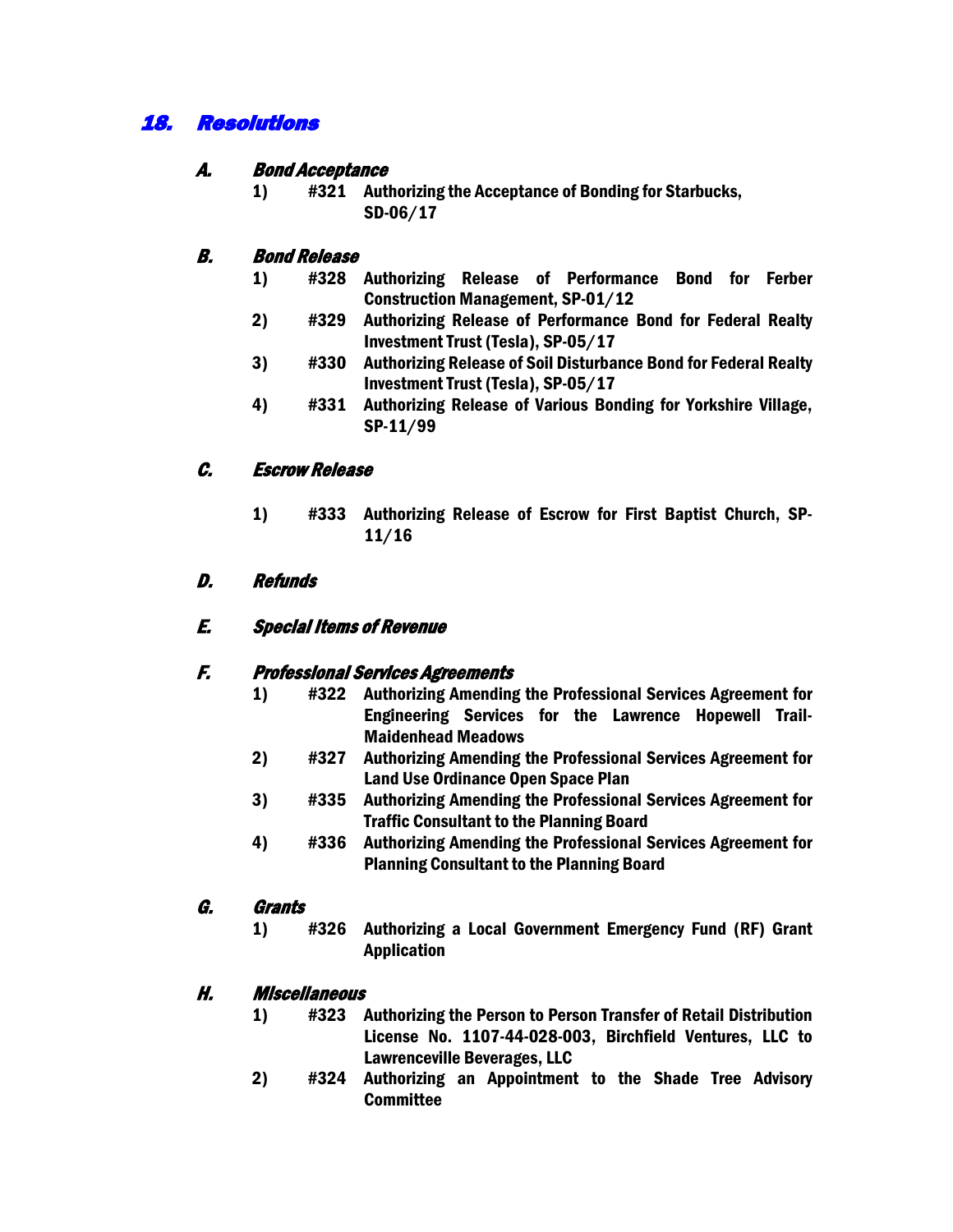## 18. Resolutions

### A. Bond Acceptance

1) **#321 Authorizing the Acceptance of Bonding for Starbucks, SD-06/17**

### B. Bond Release

1) **#328 Authorizing Release of Performance Bond for Ferber Construction Management, SP-01/12**
2) **#329 Authorizing Release of Performance Bond for Federal Realty Investment Trust (Tesla), SP-05/17**
3) **#330 Authorizing Release of Soil Disturbance Bond for Federal Realty Investment Trust (Tesla), SP-05/17**
4) **#331 Authorizing Release of Various Bonding for Yorkshire Village, SP-11/99**

### C. Escrow Release

1) **#333 Authorizing Release of Escrow for First Baptist Church, SP-11/16**

### D. Refunds

### E. Special Items of Revenue

### F. Professional Services Agreements

1) **#322 Authorizing Amending the Professional Services Agreement for Engineering Services for the Lawrence Hopewell Trail-Maidenhead Meadows**
2) **#327 Authorizing Amending the Professional Services Agreement for Land Use Ordinance Open Space Plan**
3) **#335 Authorizing Amending the Professional Services Agreement for Traffic Consultant to the Planning Board**
4) **#336 Authorizing Amending the Professional Services Agreement for Planning Consultant to the Planning Board**

### G. Grants

1) **#326 Authorizing a Local Government Emergency Fund (RF) Grant Application**

### H. Miscellaneous

1) **#323 Authorizing the Person to Person Transfer of Retail Distribution License No. 1107-44-028-003, Birchfield Ventures, LLC to Lawrenceville Beverages, LLC**
2) **#324 Authorizing an Appointment to the Shade Tree Advisory Committee**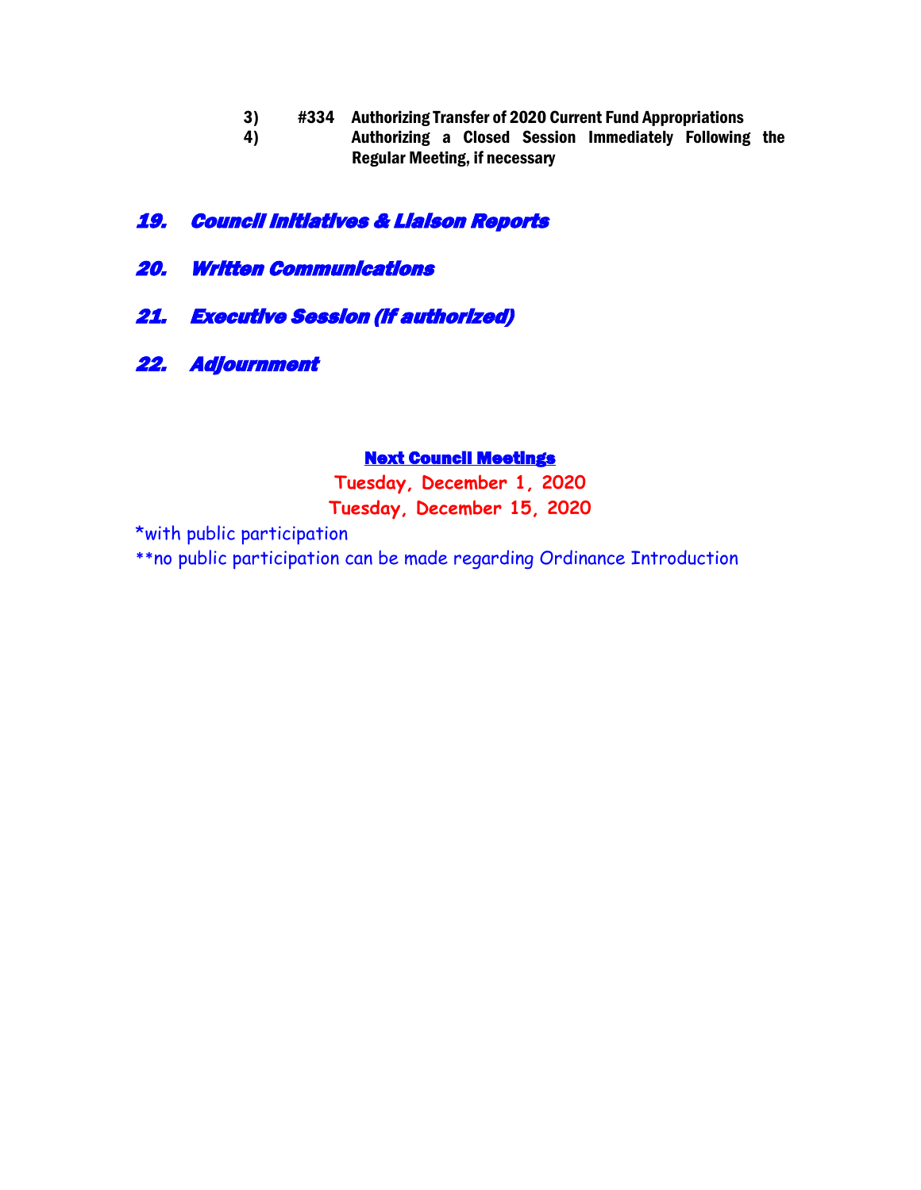3) #334 Authorizing Transfer of 2020 Current Fund Appropriations
4) Authorizing a Closed Session Immediately Following the Regular Meeting, if necessary

## *19. Council Initiatives & Liaison Reports*

## *20. Written Communications*

## *21. Executive Session (if authorized)*

## *22. Adjournment*

**Next Council Meetings**

**Tuesday, December 1, 2020**

**Tuesday, December 15, 2020**

*with public participation

**no public participation can be made regarding Ordinance Introduction